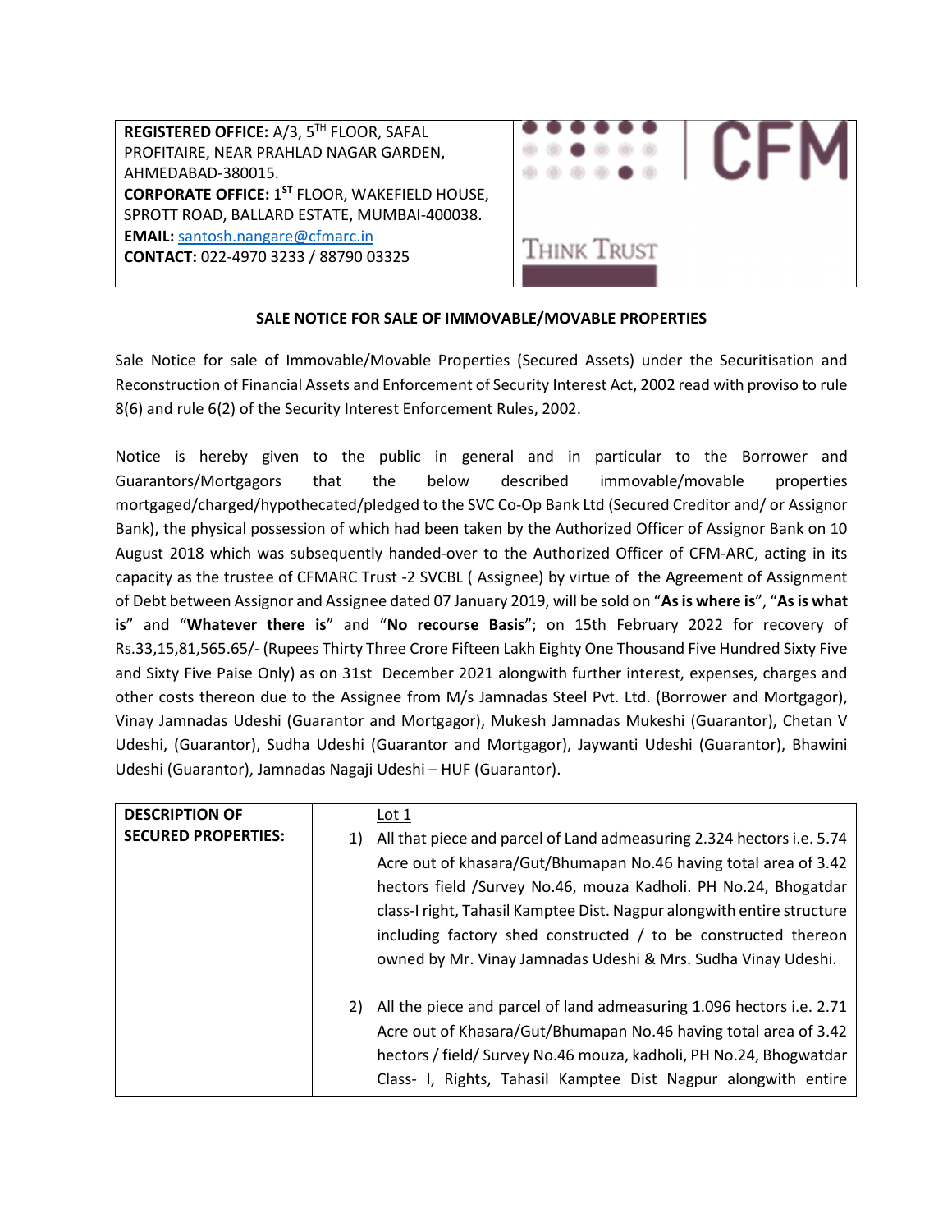**REGISTERED OFFICE:** A/3, 5TH FLOOR, SAFAL PROFITAIRE, NEAR PRAHLAD NAGAR GARDEN, AHMEDABAD-380015.
**CORPORATE OFFICE:** 1ST FLOOR, WAKEFIELD HOUSE, SPROTT ROAD, BALLARD ESTATE, MUMBAI-400038.
**EMAIL:** santosh.nangare@cfmarc.in
**CONTACT:** 022-4970 3233 / 88790 03325

CFM
THINK TRUST

## SALE NOTICE FOR SALE OF IMMOVABLE/MOVABLE PROPERTIES

Sale Notice for sale of Immovable/Movable Properties (Secured Assets) under the Securitisation and Reconstruction of Financial Assets and Enforcement of Security Interest Act, 2002 read with proviso to rule 8(6) and rule 6(2) of the Security Interest Enforcement Rules, 2002.

Notice is hereby given to the public in general and in particular to the Borrower and Guarantors/Mortgagors that the below described immovable/movable properties mortgaged/charged/hypothecated/pledged to the SVC Co-Op Bank Ltd (Secured Creditor and/ or Assignor Bank), the physical possession of which had been taken by the Authorized Officer of Assignor Bank on 10 August 2018 which was subsequently handed-over to the Authorized Officer of CFM-ARC, acting in its capacity as the trustee of CFMARC Trust -2 SVCBL ( Assignee) by virtue of the Agreement of Assignment of Debt between Assignor and Assignee dated 07 January 2019, will be sold on "**As is where is**", "**As is what is**" and "**Whatever there is**" and "**No recourse Basis**"; on 15th February 2022 for recovery of Rs.33,15,81,565.65/- (Rupees Thirty Three Crore Fifteen Lakh Eighty One Thousand Five Hundred Sixty Five and Sixty Five Paise Only) as on 31st December 2021 alongwith further interest, expenses, charges and other costs thereon due to the Assignee from M/s Jamnadas Steel Pvt. Ltd. (Borrower and Mortgagor), Vinay Jamnadas Udeshi (Guarantor and Mortgagor), Mukesh Jamnadas Mukeshi (Guarantor), Chetan V Udeshi, (Guarantor), Sudha Udeshi (Guarantor and Mortgagor), Jaywanti Udeshi (Guarantor), Bhawini Udeshi (Guarantor), Jamnadas Nagaji Udeshi – HUF (Guarantor).

| **DESCRIPTION OF SECURED PROPERTIES:** | Lot 1<br><br>1) All that piece and parcel of Land admeasuring 2.324 hectors i.e. 5.74 Acre out of khasara/Gut/Bhumapan No.46 having total area of 3.42 hectors field /Survey No.46, mouza Kadholi. PH No.24, Bhogatdar class-I right, Tahasil Kamptee Dist. Nagpur alongwith entire structure including factory shed constructed / to be constructed thereon owned by Mr. Vinay Jamnadas Udeshi & Mrs. Sudha Vinay Udeshi.<br><br>2) All the piece and parcel of land admeasuring 1.096 hectors i.e. 2.71 Acre out of Khasara/Gut/Bhumapan No.46 having total area of 3.42 hectors / field/ Survey No.46 mouza, kadholi, PH No.24, Bhogwatdar Class- I, Rights, Tahasil Kamptee Dist Nagpur alongwith entire |
|---|---|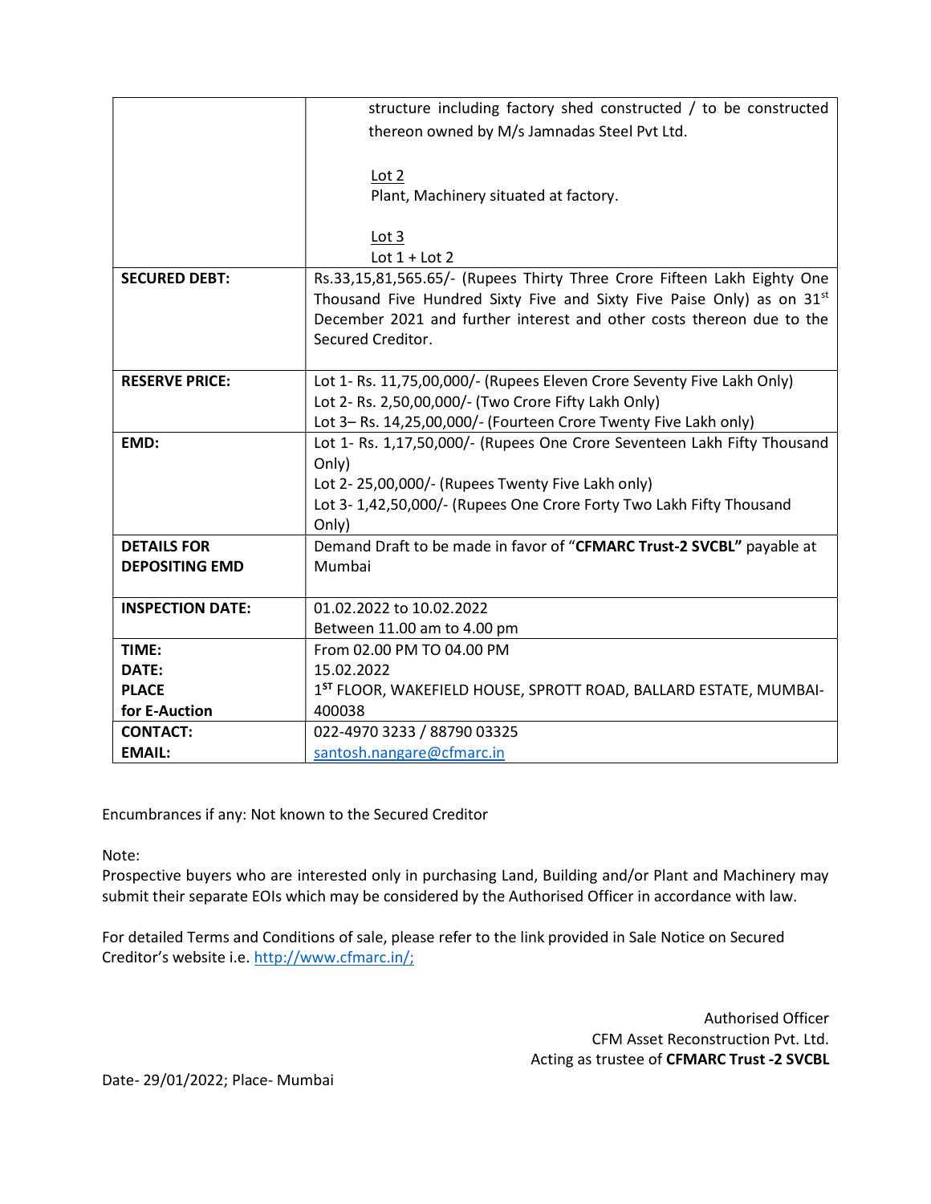| | |
|---|---|
| | structure including factory shed constructed / to be constructed thereon owned by M/s Jamnadas Steel Pvt Ltd.<br><br>Lot 2<br>Plant, Machinery situated at factory.<br><br>Lot 3<br>Lot 1 + Lot 2 |
| **SECURED DEBT:** | Rs.33,15,81,565.65/- (Rupees Thirty Three Crore Fifteen Lakh Eighty One Thousand Five Hundred Sixty Five and Sixty Five Paise Only) as on 31st December 2021 and further interest and other costs thereon due to the Secured Creditor. |
| **RESERVE PRICE:** | Lot 1- Rs. 11,75,00,000/- (Rupees Eleven Crore Seventy Five Lakh Only)<br>Lot 2- Rs. 2,50,00,000/- (Two Crore Fifty Lakh Only)<br>Lot 3– Rs. 14,25,00,000/- (Fourteen Crore Twenty Five Lakh only) |
| **EMD:** | Lot 1- Rs. 1,17,50,000/- (Rupees One Crore Seventeen Lakh Fifty Thousand Only)<br>Lot 2- 25,00,000/- (Rupees Twenty Five Lakh only)<br>Lot 3- 1,42,50,000/- (Rupees One Crore Forty Two Lakh Fifty Thousand Only) |
| **DETAILS FOR DEPOSITING EMD** | Demand Draft to be made in favor of "**CFMARC Trust-2 SVCBL"** payable at Mumbai |
| **INSPECTION DATE:** | 01.02.2022 to 10.02.2022<br>Between 11.00 am to 4.00 pm |
| **TIME:**<br>**DATE:**<br>**PLACE**<br>**for E-Auction** | From 02.00 PM TO 04.00 PM<br>15.02.2022<br>1ST FLOOR, WAKEFIELD HOUSE, SPROTT ROAD, BALLARD ESTATE, MUMBAI-400038 |
| **CONTACT:**<br>**EMAIL:** | 022-4970 3233 / 88790 03325<br>santosh.nangare@cfmarc.in |

Encumbrances if any: Not known to the Secured Creditor

Note:
Prospective buyers who are interested only in purchasing Land, Building and/or Plant and Machinery may submit their separate EOIs which may be considered by the Authorised Officer in accordance with law.

For detailed Terms and Conditions of sale, please refer to the link provided in Sale Notice on Secured Creditor's website i.e. http://www.cfmarc.in/;

Authorised Officer
CFM Asset Reconstruction Pvt. Ltd.
Acting as trustee of **CFMARC Trust -2 SVCBL**

Date- 29/01/2022; Place- Mumbai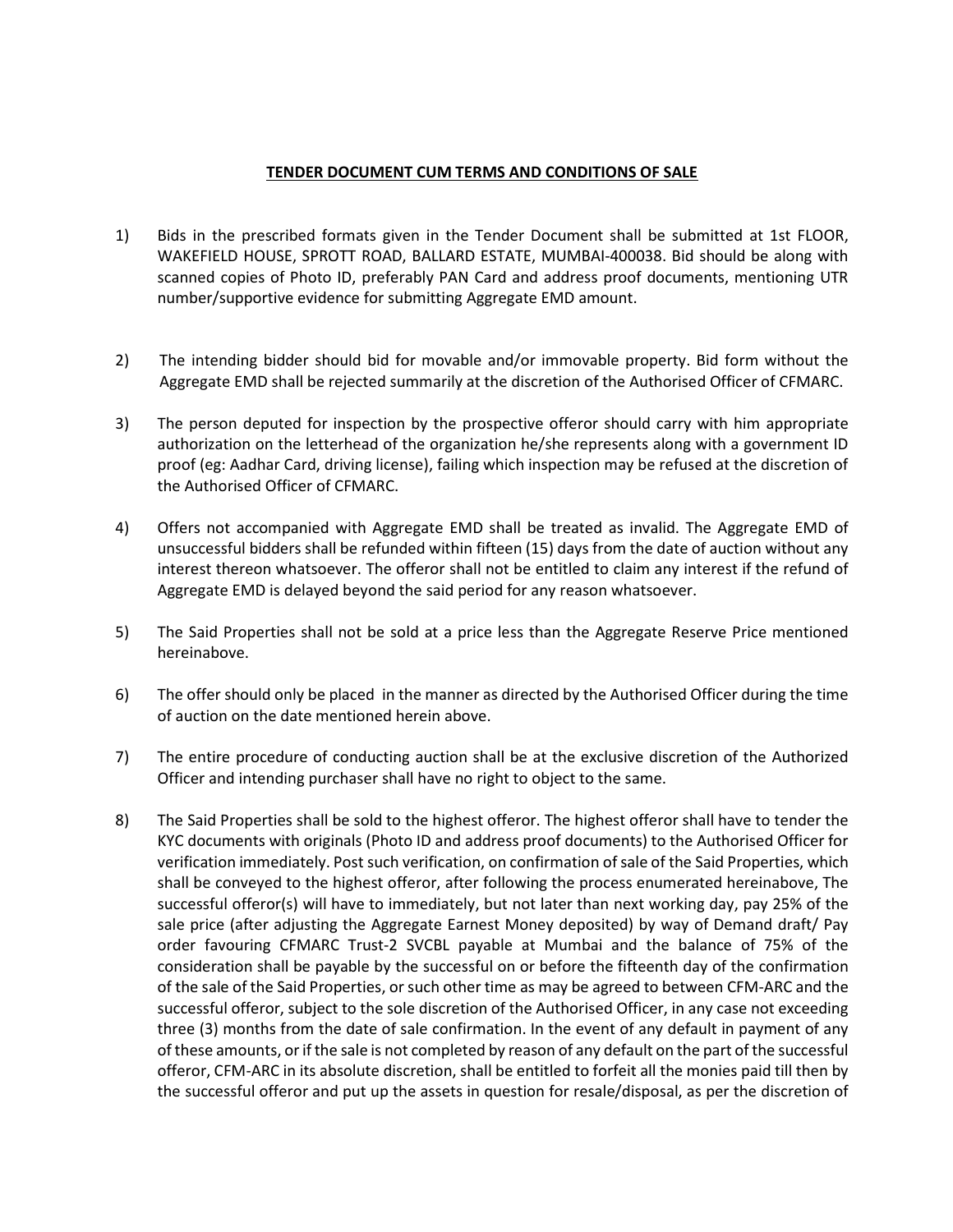**TENDER DOCUMENT CUM TERMS AND CONDITIONS OF SALE**

1) Bids in the prescribed formats given in the Tender Document shall be submitted at 1st FLOOR, WAKEFIELD HOUSE, SPROTT ROAD, BALLARD ESTATE, MUMBAI-400038. Bid should be along with scanned copies of Photo ID, preferably PAN Card and address proof documents, mentioning UTR number/supportive evidence for submitting Aggregate EMD amount.

2) The intending bidder should bid for movable and/or immovable property. Bid form without the Aggregate EMD shall be rejected summarily at the discretion of the Authorised Officer of CFMARC.

3) The person deputed for inspection by the prospective offeror should carry with him appropriate authorization on the letterhead of the organization he/she represents along with a government ID proof (eg: Aadhar Card, driving license), failing which inspection may be refused at the discretion of the Authorised Officer of CFMARC.

4) Offers not accompanied with Aggregate EMD shall be treated as invalid. The Aggregate EMD of unsuccessful bidders shall be refunded within fifteen (15) days from the date of auction without any interest thereon whatsoever. The offeror shall not be entitled to claim any interest if the refund of Aggregate EMD is delayed beyond the said period for any reason whatsoever.

5) The Said Properties shall not be sold at a price less than the Aggregate Reserve Price mentioned hereinabove.

6) The offer should only be placed in the manner as directed by the Authorised Officer during the time of auction on the date mentioned herein above.

7) The entire procedure of conducting auction shall be at the exclusive discretion of the Authorized Officer and intending purchaser shall have no right to object to the same.

8) The Said Properties shall be sold to the highest offeror. The highest offeror shall have to tender the KYC documents with originals (Photo ID and address proof documents) to the Authorised Officer for verification immediately. Post such verification, on confirmation of sale of the Said Properties, which shall be conveyed to the highest offeror, after following the process enumerated hereinabove, The successful offeror(s) will have to immediately, but not later than next working day, pay 25% of the sale price (after adjusting the Aggregate Earnest Money deposited) by way of Demand draft/ Pay order favouring CFMARC Trust-2 SVCBL payable at Mumbai and the balance of 75% of the consideration shall be payable by the successful on or before the fifteenth day of the confirmation of the sale of the Said Properties, or such other time as may be agreed to between CFM-ARC and the successful offeror, subject to the sole discretion of the Authorised Officer, in any case not exceeding three (3) months from the date of sale confirmation. In the event of any default in payment of any of these amounts, or if the sale is not completed by reason of any default on the part of the successful offeror, CFM-ARC in its absolute discretion, shall be entitled to forfeit all the monies paid till then by the successful offeror and put up the assets in question for resale/disposal, as per the discretion of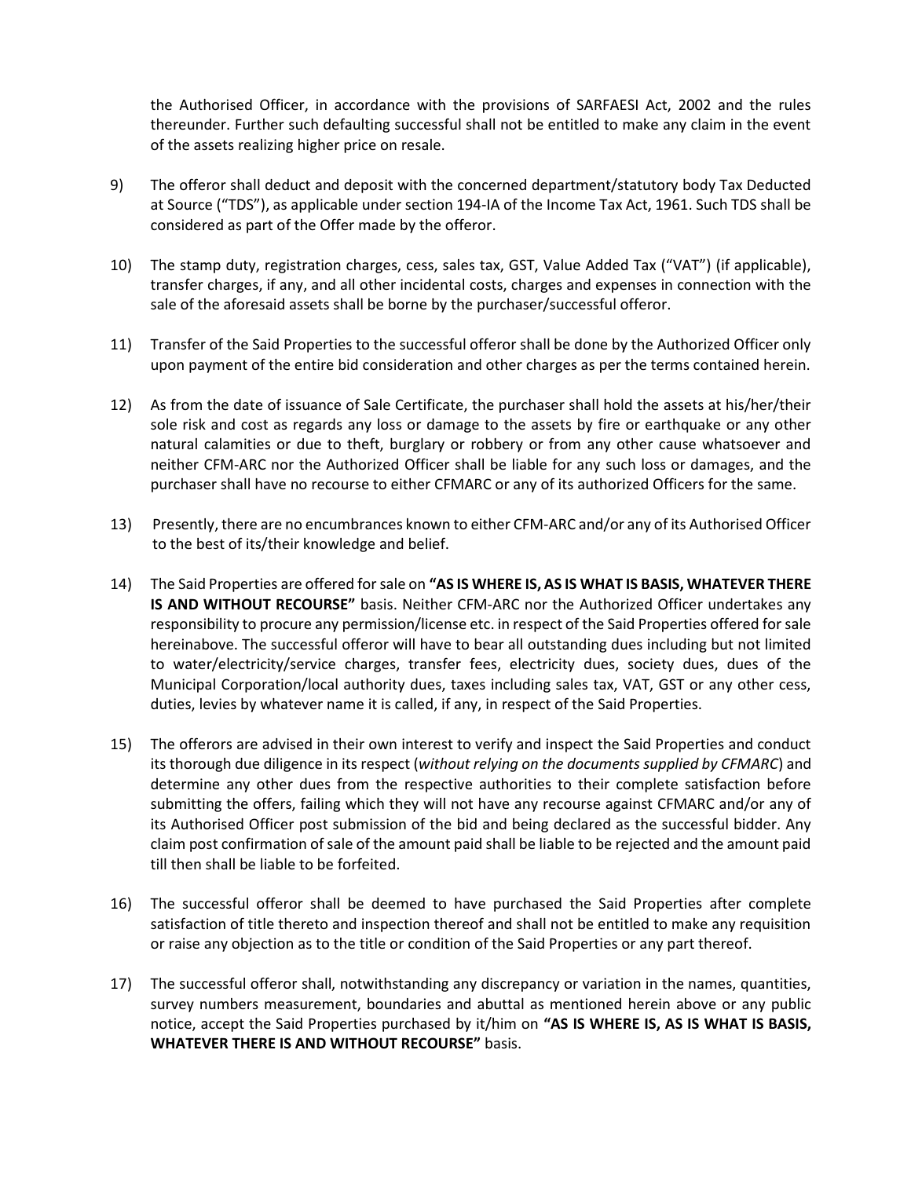the Authorised Officer, in accordance with the provisions of SARFAESI Act, 2002 and the rules thereunder. Further such defaulting successful shall not be entitled to make any claim in the event of the assets realizing higher price on resale.

9) The offeror shall deduct and deposit with the concerned department/statutory body Tax Deducted at Source ("TDS"), as applicable under section 194-IA of the Income Tax Act, 1961. Such TDS shall be considered as part of the Offer made by the offeror.

10) The stamp duty, registration charges, cess, sales tax, GST, Value Added Tax ("VAT") (if applicable), transfer charges, if any, and all other incidental costs, charges and expenses in connection with the sale of the aforesaid assets shall be borne by the purchaser/successful offeror.

11) Transfer of the Said Properties to the successful offeror shall be done by the Authorized Officer only upon payment of the entire bid consideration and other charges as per the terms contained herein.

12) As from the date of issuance of Sale Certificate, the purchaser shall hold the assets at his/her/their sole risk and cost as regards any loss or damage to the assets by fire or earthquake or any other natural calamities or due to theft, burglary or robbery or from any other cause whatsoever and neither CFM-ARC nor the Authorized Officer shall be liable for any such loss or damages, and the purchaser shall have no recourse to either CFMARC or any of its authorized Officers for the same.

13) Presently, there are no encumbrances known to either CFM-ARC and/or any of its Authorised Officer to the best of its/their knowledge and belief.

14) The Said Properties are offered for sale on **"AS IS WHERE IS, AS IS WHAT IS BASIS, WHATEVER THERE IS AND WITHOUT RECOURSE"** basis. Neither CFM-ARC nor the Authorized Officer undertakes any responsibility to procure any permission/license etc. in respect of the Said Properties offered for sale hereinabove. The successful offeror will have to bear all outstanding dues including but not limited to water/electricity/service charges, transfer fees, electricity dues, society dues, dues of the Municipal Corporation/local authority dues, taxes including sales tax, VAT, GST or any other cess, duties, levies by whatever name it is called, if any, in respect of the Said Properties.

15) The offerors are advised in their own interest to verify and inspect the Said Properties and conduct its thorough due diligence in its respect (*without relying on the documents supplied by CFMARC*) and determine any other dues from the respective authorities to their complete satisfaction before submitting the offers, failing which they will not have any recourse against CFMARC and/or any of its Authorised Officer post submission of the bid and being declared as the successful bidder. Any claim post confirmation of sale of the amount paid shall be liable to be rejected and the amount paid till then shall be liable to be forfeited.

16) The successful offeror shall be deemed to have purchased the Said Properties after complete satisfaction of title thereto and inspection thereof and shall not be entitled to make any requisition or raise any objection as to the title or condition of the Said Properties or any part thereof.

17) The successful offeror shall, notwithstanding any discrepancy or variation in the names, quantities, survey numbers measurement, boundaries and abuttal as mentioned herein above or any public notice, accept the Said Properties purchased by it/him on **"AS IS WHERE IS, AS IS WHAT IS BASIS, WHATEVER THERE IS AND WITHOUT RECOURSE"** basis.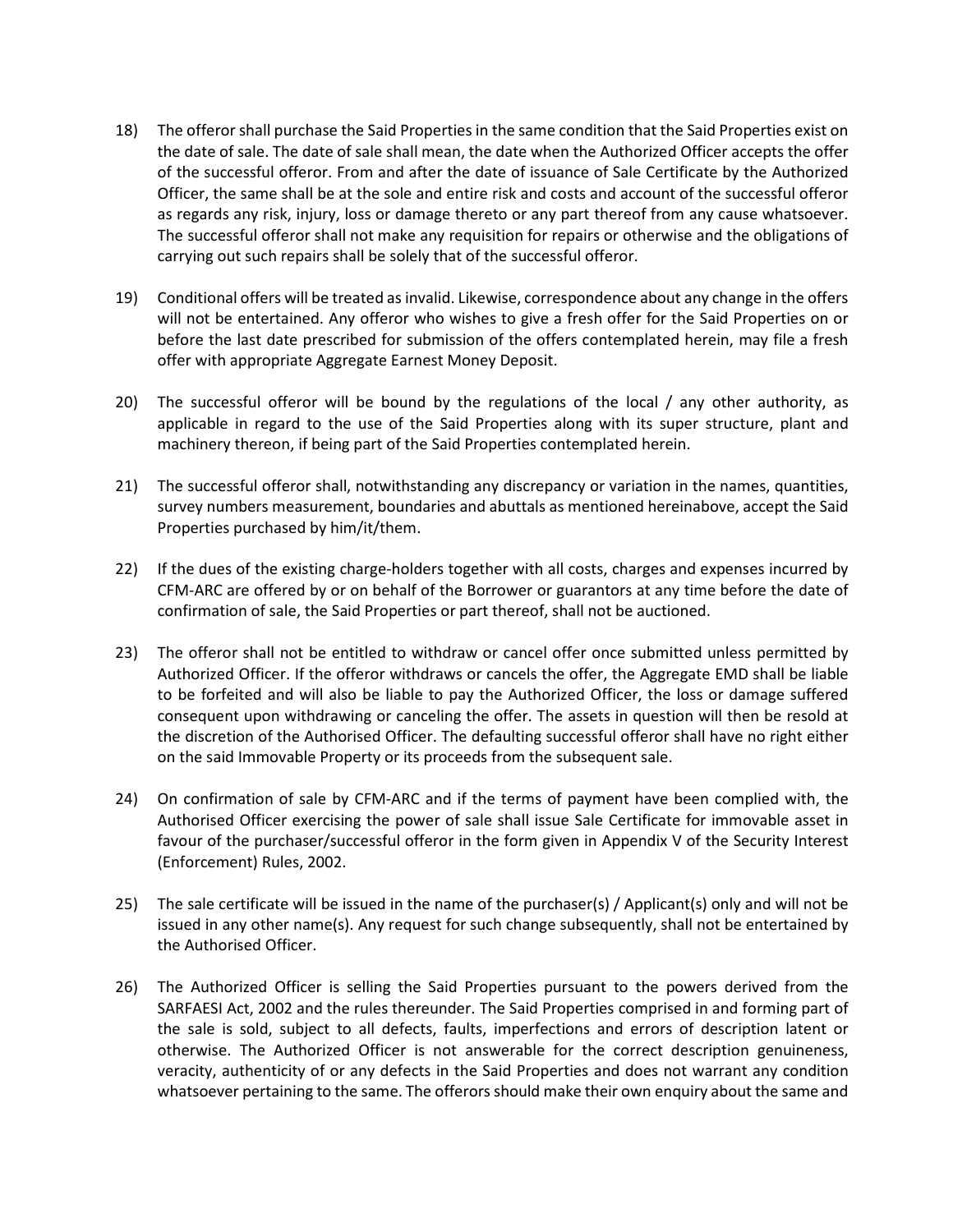18) The offeror shall purchase the Said Properties in the same condition that the Said Properties exist on the date of sale. The date of sale shall mean, the date when the Authorized Officer accepts the offer of the successful offeror. From and after the date of issuance of Sale Certificate by the Authorized Officer, the same shall be at the sole and entire risk and costs and account of the successful offeror as regards any risk, injury, loss or damage thereto or any part thereof from any cause whatsoever. The successful offeror shall not make any requisition for repairs or otherwise and the obligations of carrying out such repairs shall be solely that of the successful offeror.

19) Conditional offers will be treated as invalid. Likewise, correspondence about any change in the offers will not be entertained. Any offeror who wishes to give a fresh offer for the Said Properties on or before the last date prescribed for submission of the offers contemplated herein, may file a fresh offer with appropriate Aggregate Earnest Money Deposit.

20) The successful offeror will be bound by the regulations of the local / any other authority, as applicable in regard to the use of the Said Properties along with its super structure, plant and machinery thereon, if being part of the Said Properties contemplated herein.

21) The successful offeror shall, notwithstanding any discrepancy or variation in the names, quantities, survey numbers measurement, boundaries and abuttals as mentioned hereinabove, accept the Said Properties purchased by him/it/them.

22) If the dues of the existing charge-holders together with all costs, charges and expenses incurred by CFM-ARC are offered by or on behalf of the Borrower or guarantors at any time before the date of confirmation of sale, the Said Properties or part thereof, shall not be auctioned.

23) The offeror shall not be entitled to withdraw or cancel offer once submitted unless permitted by Authorized Officer. If the offeror withdraws or cancels the offer, the Aggregate EMD shall be liable to be forfeited and will also be liable to pay the Authorized Officer, the loss or damage suffered consequent upon withdrawing or canceling the offer. The assets in question will then be resold at the discretion of the Authorised Officer. The defaulting successful offeror shall have no right either on the said Immovable Property or its proceeds from the subsequent sale.

24) On confirmation of sale by CFM-ARC and if the terms of payment have been complied with, the Authorised Officer exercising the power of sale shall issue Sale Certificate for immovable asset in favour of the purchaser/successful offeror in the form given in Appendix V of the Security Interest (Enforcement) Rules, 2002.

25) The sale certificate will be issued in the name of the purchaser(s) / Applicant(s) only and will not be issued in any other name(s). Any request for such change subsequently, shall not be entertained by the Authorised Officer.

26) The Authorized Officer is selling the Said Properties pursuant to the powers derived from the SARFAESI Act, 2002 and the rules thereunder. The Said Properties comprised in and forming part of the sale is sold, subject to all defects, faults, imperfections and errors of description latent or otherwise. The Authorized Officer is not answerable for the correct description genuineness, veracity, authenticity of or any defects in the Said Properties and does not warrant any condition whatsoever pertaining to the same. The offerors should make their own enquiry about the same and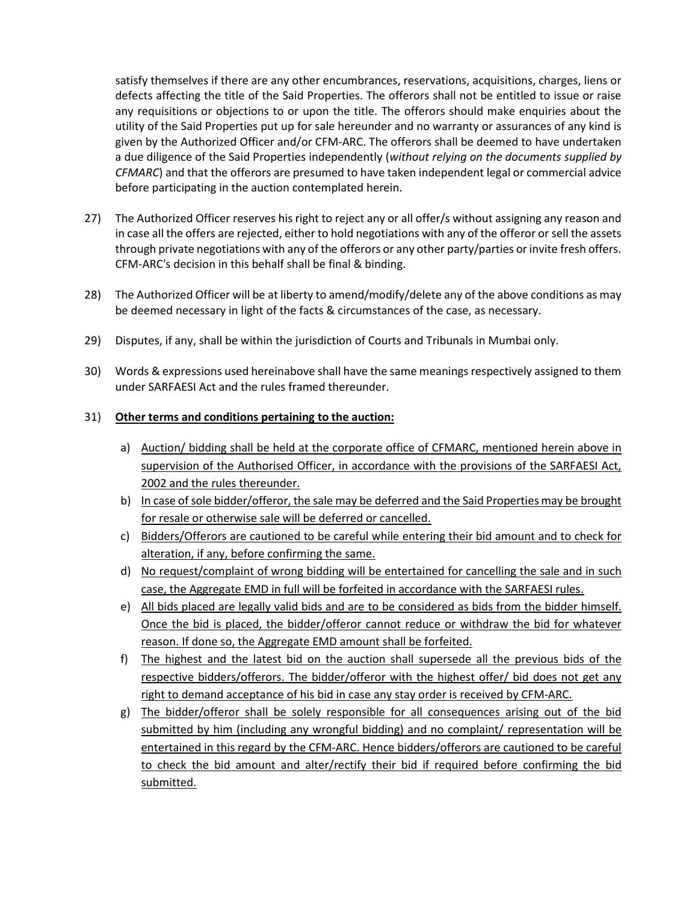satisfy themselves if there are any other encumbrances, reservations, acquisitions, charges, liens or defects affecting the title of the Said Properties. The offerors shall not be entitled to issue or raise any requisitions or objections to or upon the title. The offerors should make enquiries about the utility of the Said Properties put up for sale hereunder and no warranty or assurances of any kind is given by the Authorized Officer and/or CFM-ARC. The offerors shall be deemed to have undertaken a due diligence of the Said Properties independently (*without relying on the documents supplied by CFMARC*) and that the offerors are presumed to have taken independent legal or commercial advice before participating in the auction contemplated herein.

27) The Authorized Officer reserves his right to reject any or all offer/s without assigning any reason and in case all the offers are rejected, either to hold negotiations with any of the offeror or sell the assets through private negotiations with any of the offerors or any other party/parties or invite fresh offers. CFM-ARC's decision in this behalf shall be final & binding.

28) The Authorized Officer will be at liberty to amend/modify/delete any of the above conditions as may be deemed necessary in light of the facts & circumstances of the case, as necessary.

29) Disputes, if any, shall be within the jurisdiction of Courts and Tribunals in Mumbai only.

30) Words & expressions used hereinabove shall have the same meanings respectively assigned to them under SARFAESI Act and the rules framed thereunder.

31) **Other terms and conditions pertaining to the auction:**

   a) Auction/ bidding shall be held at the corporate office of CFMARC, mentioned herein above in supervision of the Authorised Officer, in accordance with the provisions of the SARFAESI Act, 2002 and the rules thereunder.
   b) In case of sole bidder/offeror, the sale may be deferred and the Said Properties may be brought for resale or otherwise sale will be deferred or cancelled.
   c) Bidders/Offerors are cautioned to be careful while entering their bid amount and to check for alteration, if any, before confirming the same.
   d) No request/complaint of wrong bidding will be entertained for cancelling the sale and in such case, the Aggregate EMD in full will be forfeited in accordance with the SARFAESI rules.
   e) All bids placed are legally valid bids and are to be considered as bids from the bidder himself. Once the bid is placed, the bidder/offeror cannot reduce or withdraw the bid for whatever reason. If done so, the Aggregate EMD amount shall be forfeited.
   f) The highest and the latest bid on the auction shall supersede all the previous bids of the respective bidders/offerors. The bidder/offeror with the highest offer/ bid does not get any right to demand acceptance of his bid in case any stay order is received by CFM-ARC.
   g) The bidder/offeror shall be solely responsible for all consequences arising out of the bid submitted by him (including any wrongful bidding) and no complaint/ representation will be entertained in this regard by the CFM-ARC. Hence bidders/offerors are cautioned to be careful to check the bid amount and alter/rectify their bid if required before confirming the bid submitted.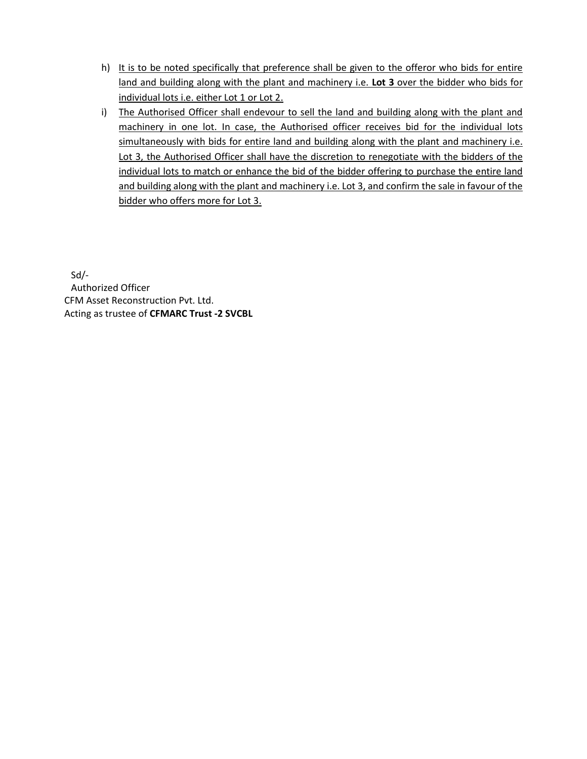h) It is to be noted specifically that preference shall be given to the offeror who bids for entire land and building along with the plant and machinery i.e. **Lot 3** over the bidder who bids for individual lots i.e. either Lot 1 or Lot 2.

i) The Authorised Officer shall endevour to sell the land and building along with the plant and machinery in one lot. In case, the Authorised officer receives bid for the individual lots simultaneously with bids for entire land and building along with the plant and machinery i.e. Lot 3, the Authorised Officer shall have the discretion to renegotiate with the bidders of the individual lots to match or enhance the bid of the bidder offering to purchase the entire land and building along with the plant and machinery i.e. Lot 3, and confirm the sale in favour of the bidder who offers more for Lot 3.

Sd/-
Authorized Officer
CFM Asset Reconstruction Pvt. Ltd.
Acting as trustee of **CFMARC Trust -2 SVCBL**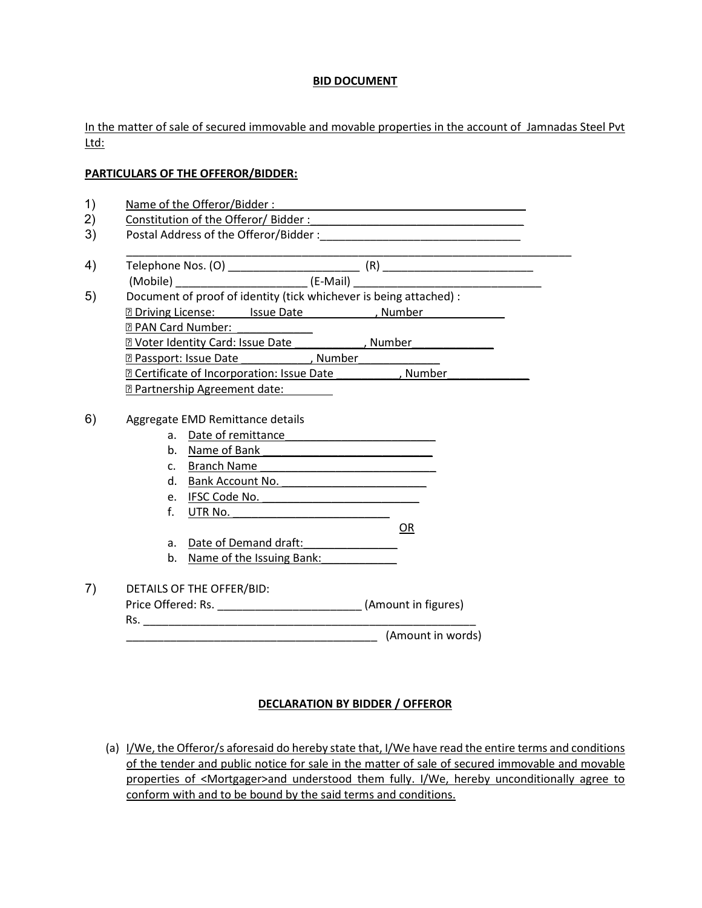**BID DOCUMENT**

In the matter of sale of secured immovable and movable properties in the account of Jamnadas Steel Pvt Ltd:

**PARTICULARS OF THE OFFEROR/BIDDER:**

1) Name of the Offeror/Bidder : ________________________________________
2) Constitution of the Offeror/ Bidder :___________________________________
3) Postal Address of the Offeror/Bidder :_________________________________
   ___________________________________________________________________________
4) Telephone Nos. (O) _____________________ (R) _________________________
   (Mobile) _____________________ (E-Mail) _______________________________
5) Document of proof of identity (tick whichever is being attached) :
   - ☐ Driving License: Issue Date ___________, Number _____________
   - ☐ PAN Card Number: ____________
   - ☐ Voter Identity Card: Issue Date ___________, Number_____________
   - ☐ Passport: Issue Date ___________, Number_____________
   - ☐ Certificate of Incorporation: Issue Date __________, Number_____________
   - ☐ Partnership Agreement date: ________

6) Aggregate EMD Remittance details
   a. Date of remittance________________________
   b. Name of Bank ____________________________
   c. Branch Name _____________________________
   d. Bank Account No. ________________________
   e. IFSC Code No. __________________________
   f. UTR No. __________________________

   OR

   a. Date of Demand draft:_______________
   b. Name of the Issuing Bank:____________

7) DETAILS OF THE OFFER/BID:
   Price Offered: Rs. _______________________ (Amount in figures)
   Rs. _______________________________________________________
   ________________________________________ (Amount in words)

**DECLARATION BY BIDDER / OFFEROR**

(a) I/We, the Offeror/s aforesaid do hereby state that, I/We have read the entire terms and conditions of the tender and public notice for sale in the matter of sale of secured immovable and movable properties of <Mortgager>and understood them fully. I/We, hereby unconditionally agree to conform with and to be bound by the said terms and conditions.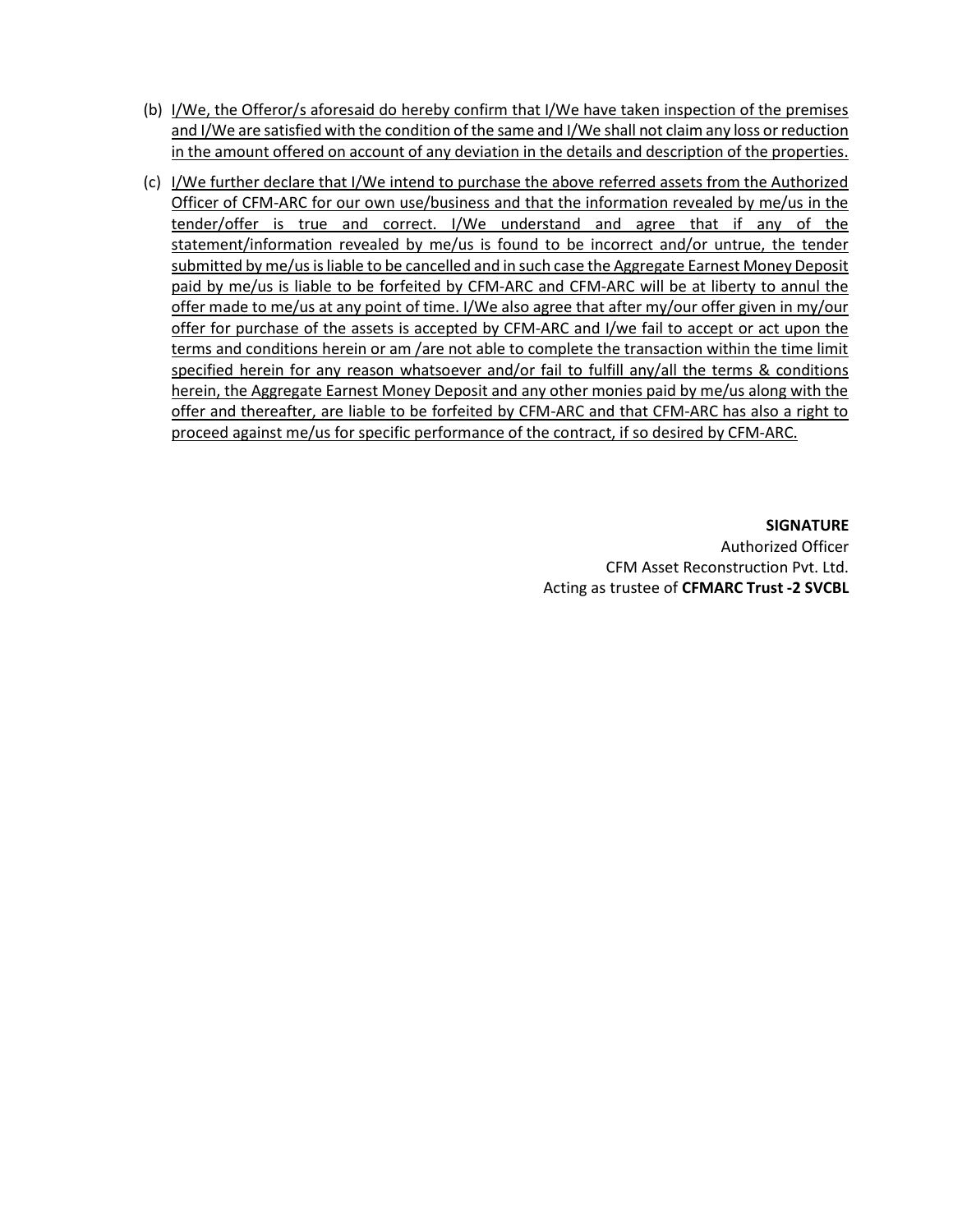(b) I/We, the Offeror/s aforesaid do hereby confirm that I/We have taken inspection of the premises and I/We are satisfied with the condition of the same and I/We shall not claim any loss or reduction in the amount offered on account of any deviation in the details and description of the properties.

(c) I/We further declare that I/We intend to purchase the above referred assets from the Authorized Officer of CFM-ARC for our own use/business and that the information revealed by me/us in the tender/offer is true and correct. I/We understand and agree that if any of the statement/information revealed by me/us is found to be incorrect and/or untrue, the tender submitted by me/us is liable to be cancelled and in such case the Aggregate Earnest Money Deposit paid by me/us is liable to be forfeited by CFM-ARC and CFM-ARC will be at liberty to annul the offer made to me/us at any point of time. I/We also agree that after my/our offer given in my/our offer for purchase of the assets is accepted by CFM-ARC and I/we fail to accept or act upon the terms and conditions herein or am /are not able to complete the transaction within the time limit specified herein for any reason whatsoever and/or fail to fulfill any/all the terms & conditions herein, the Aggregate Earnest Money Deposit and any other monies paid by me/us along with the offer and thereafter, are liable to be forfeited by CFM-ARC and that CFM-ARC has also a right to proceed against me/us for specific performance of the contract, if so desired by CFM-ARC.

**SIGNATURE**
Authorized Officer
CFM Asset Reconstruction Pvt. Ltd.
Acting as trustee of **CFMARC Trust -2 SVCBL**